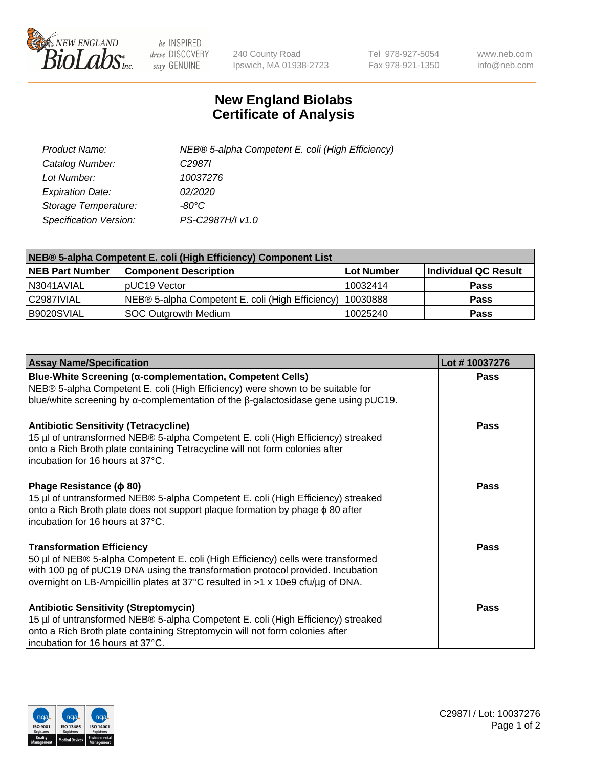be INSPIRED drive DISCOVERY stay GENUINE

240 County Road Ipswich, MA 01938-2723 | Tel 978-927-5054 Fax 978-921-1350 | www.neb.com info@neb.com

# New England Biolabs Certificate of Analysis

| | |
|---|---|
| *Product Name:* | *NEB® 5-alpha Competent E. coli (High Efficiency)* |
| *Catalog Number:* | *C2987I* |
| *Lot Number:* | *10037276* |
| *Expiration Date:* | *02/2020* |
| *Storage Temperature:* | *-80°C* |
| *Specification Version:* | *PS-C2987H/I v1.0* |

| **NEB® 5-alpha Competent E. coli (High Efficiency) Component List** | | | |
|---|---|---|---|
| **NEB Part Number** | **Component Description** | **Lot Number** | **Individual QC Result** |
| N3041AVIAL | pUC19 Vector | 10032414 | **Pass** |
| C2987IVIAL | NEB® 5-alpha Competent E. coli (High Efficiency) | 10030888 | **Pass** |
| B9020SVIAL | SOC Outgrowth Medium | 10025240 | **Pass** |

| **Assay Name/Specification** | **Lot # 10037276** |
|---|---|
| **Blue-White Screening (α-complementation, Competent Cells)** NEB® 5-alpha Competent E. coli (High Efficiency) were shown to be suitable for blue/white screening by α-complementation of the β-galactosidase gene using pUC19. | **Pass** |
| **Antibiotic Sensitivity (Tetracycline)** 15 µl of untransformed NEB® 5-alpha Competent E. coli (High Efficiency) streaked onto a Rich Broth plate containing Tetracycline will not form colonies after incubation for 16 hours at 37°C. | **Pass** |
| **Phage Resistance (ϕ 80)** 15 µl of untransformed NEB® 5-alpha Competent E. coli (High Efficiency) streaked onto a Rich Broth plate does not support plaque formation by phage ϕ 80 after incubation for 16 hours at 37°C. | **Pass** |
| **Transformation Efficiency** 50 µl of NEB® 5-alpha Competent E. coli (High Efficiency) cells were transformed with 100 pg of pUC19 DNA using the transformation protocol provided. Incubation overnight on LB-Ampicillin plates at 37°C resulted in >1 x 10e9 cfu/µg of DNA. | **Pass** |
| **Antibiotic Sensitivity (Streptomycin)** 15 µl of untransformed NEB® 5-alpha Competent E. coli (High Efficiency) streaked onto a Rich Broth plate containing Streptomycin will not form colonies after incubation for 16 hours at 37°C. | **Pass** |

C2987I / Lot: 10037276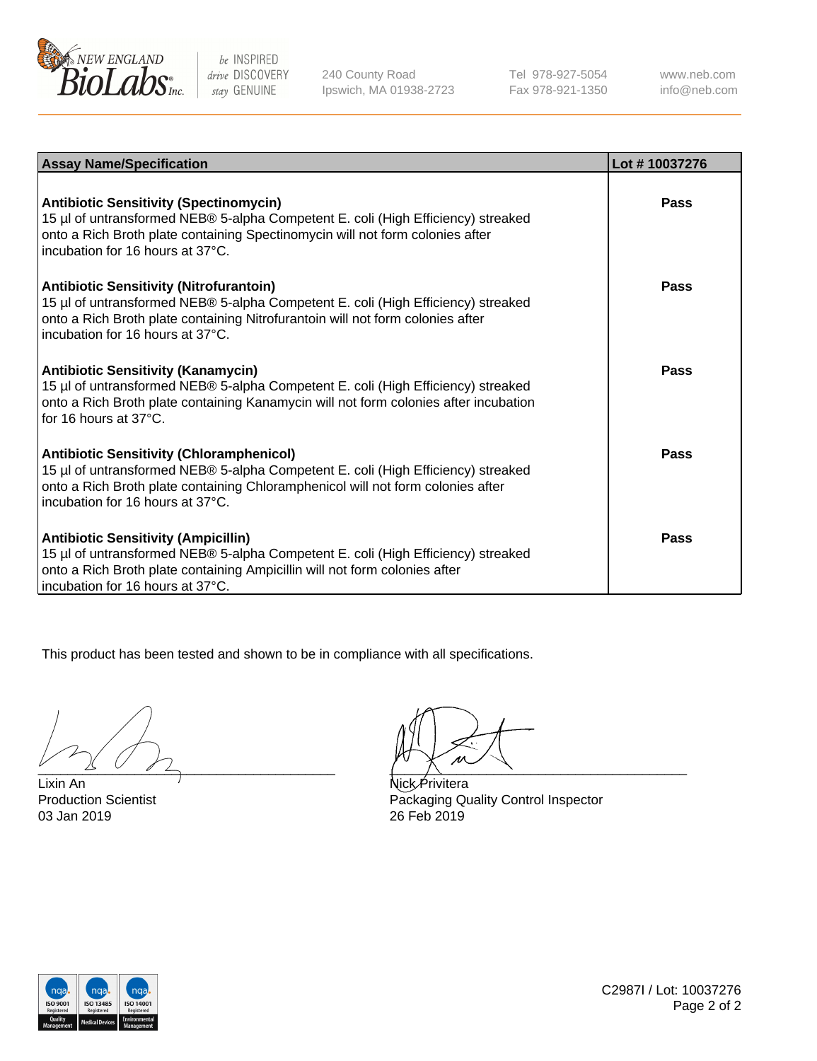| Assay Name/Specification | Lot # 10037276 |
| --- | --- |
| **Antibiotic Sensitivity (Spectinomycin)**<br>15 µl of untransformed NEB® 5-alpha Competent E. coli (High Efficiency) streaked onto a Rich Broth plate containing Spectinomycin will not form colonies after incubation for 16 hours at 37°C. | **Pass** |
| **Antibiotic Sensitivity (Nitrofurantoin)**<br>15 µl of untransformed NEB® 5-alpha Competent E. coli (High Efficiency) streaked onto a Rich Broth plate containing Nitrofurantoin will not form colonies after incubation for 16 hours at 37°C. | **Pass** |
| **Antibiotic Sensitivity (Kanamycin)**<br>15 µl of untransformed NEB® 5-alpha Competent E. coli (High Efficiency) streaked onto a Rich Broth plate containing Kanamycin will not form colonies after incubation for 16 hours at 37°C. | **Pass** |
| **Antibiotic Sensitivity (Chloramphenicol)**<br>15 µl of untransformed NEB® 5-alpha Competent E. coli (High Efficiency) streaked onto a Rich Broth plate containing Chloramphenicol will not form colonies after incubation for 16 hours at 37°C. | **Pass** |
| **Antibiotic Sensitivity (Ampicillin)**<br>15 µl of untransformed NEB® 5-alpha Competent E. coli (High Efficiency) streaked onto a Rich Broth plate containing Ampicillin will not form colonies after incubation for 16 hours at 37°C. | **Pass** |

This product has been tested and shown to be in compliance with all specifications.

Lixin An
Production Scientist
03 Jan 2019

Nick Privitera
Packaging Quality Control Inspector
26 Feb 2019

C2987I / Lot: 10037276